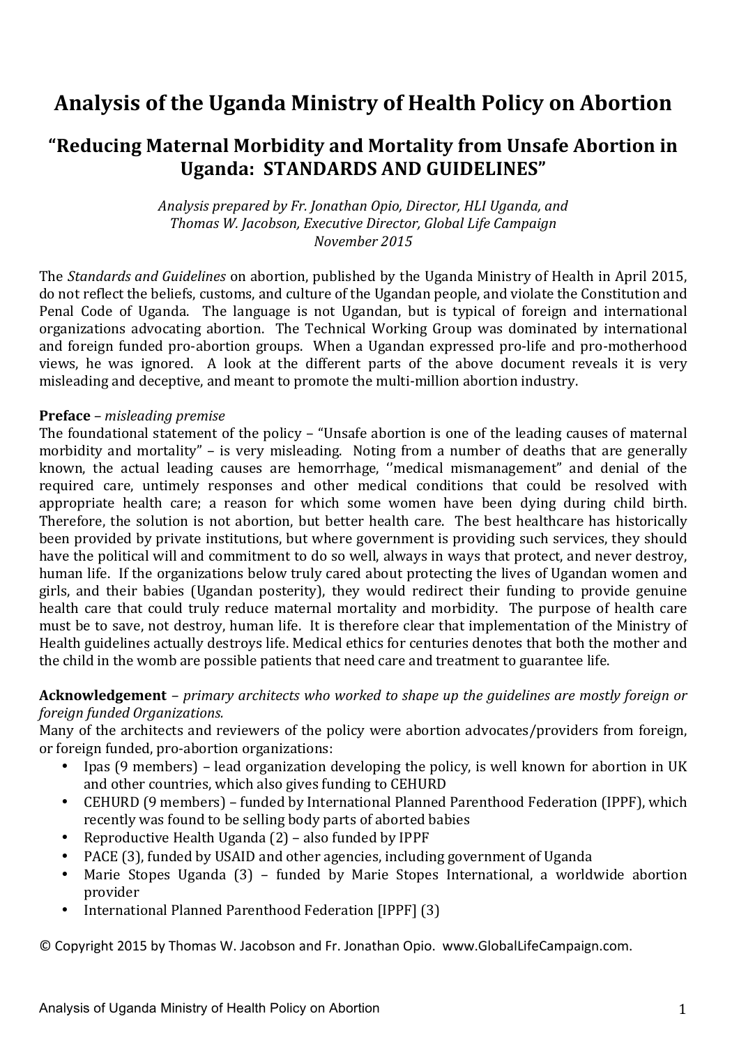# Analysis of the Uganda Ministry of Health Policy on Abortion

## "Reducing Maternal Morbidity and Mortality from Unsafe Abortion in Uganda: STANDARDS AND GUIDELINES"

*Analysis prepared by Fr. Jonathan Opio, Director, HLI Uganda, and Thomas W. Jacobson, Executive Director, Global Life Campaign November 2015*

The *Standards and Guidelines* on abortion, published by the Uganda Ministry of Health in April 2015, do not reflect the beliefs, customs, and culture of the Ugandan people, and violate the Constitution and Penal Code of Uganda. The language is not Ugandan, but is typical of foreign and international organizations advocating abortion. The Technical Working Group was dominated by international and foreign funded pro-abortion groups. When a Ugandan expressed pro-life and pro-motherhood views, he was ignored. A look at the different parts of the above document reveals it is very misleading and deceptive, and meant to promote the multi-million abortion industry.

**Preface** – *misleading premise*

The foundational statement of the policy – "Unsafe abortion is one of the leading causes of maternal morbidity and mortality" – is very misleading. Noting from a number of deaths that are generally known, the actual leading causes are hemorrhage, ''medical mismanagement" and denial of the required care, untimely responses and other medical conditions that could be resolved with appropriate health care; a reason for which some women have been dying during child birth. Therefore, the solution is not abortion, but better health care. The best healthcare has historically been provided by private institutions, but where government is providing such services, they should have the political will and commitment to do so well, always in ways that protect, and never destroy, human life. If the organizations below truly cared about protecting the lives of Ugandan women and girls, and their babies (Ugandan posterity), they would redirect their funding to provide genuine health care that could truly reduce maternal mortality and morbidity. The purpose of health care must be to save, not destroy, human life. It is therefore clear that implementation of the Ministry of Health guidelines actually destroys life. Medical ethics for centuries denotes that both the mother and the child in the womb are possible patients that need care and treatment to guarantee life.

**Acknowledgement** – *primary architects who worked to shape up the guidelines are mostly foreign or foreign funded Organizations.*

Many of the architects and reviewers of the policy were abortion advocates/providers from foreign, or foreign funded, pro-abortion organizations:

- Ipas (9 members) – lead organization developing the policy, is well known for abortion in UK and other countries, which also gives funding to CEHURD
- CEHURD (9 members) – funded by International Planned Parenthood Federation (IPPF), which recently was found to be selling body parts of aborted babies
- Reproductive Health Uganda (2) – also funded by IPPF
- PACE (3), funded by USAID and other agencies, including government of Uganda
- Marie Stopes Uganda (3) – funded by Marie Stopes International, a worldwide abortion provider
- International Planned Parenthood Federation [IPPF] (3)

© Copyright 2015 by Thomas W. Jacobson and Fr. Jonathan Opio. www.GlobalLifeCampaign.com.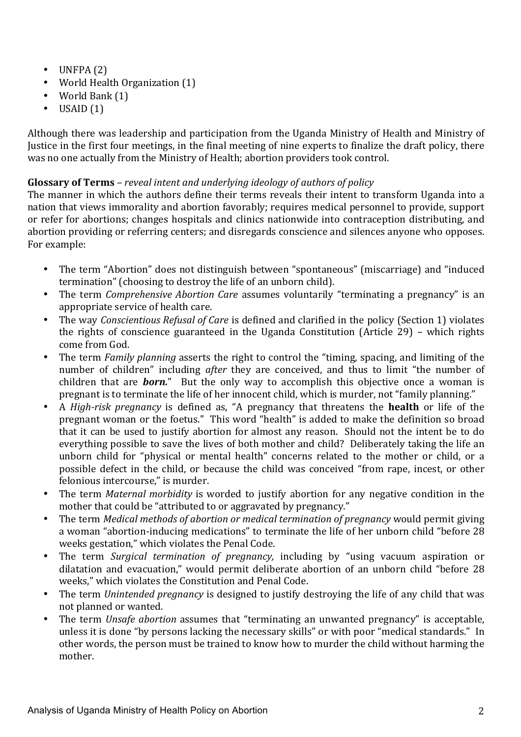- UNFPA (2)
- World Health Organization (1)
- World Bank (1)
- USAID (1)

Although there was leadership and participation from the Uganda Ministry of Health and Ministry of Justice in the first four meetings, in the final meeting of nine experts to finalize the draft policy, there was no one actually from the Ministry of Health; abortion providers took control.

**Glossary of Terms** – *reveal intent and underlying ideology of authors of policy*

The manner in which the authors define their terms reveals their intent to transform Uganda into a nation that views immorality and abortion favorably; requires medical personnel to provide, support or refer for abortions; changes hospitals and clinics nationwide into contraception distributing, and abortion providing or referring centers; and disregards conscience and silences anyone who opposes. For example:

- The term "Abortion" does not distinguish between "spontaneous" (miscarriage) and "induced termination" (choosing to destroy the life of an unborn child).
- The term *Comprehensive Abortion Care* assumes voluntarily "terminating a pregnancy" is an appropriate service of health care.
- The way *Conscientious Refusal of Care* is defined and clarified in the policy (Section 1) violates the rights of conscience guaranteed in the Uganda Constitution (Article 29) – which rights come from God.
- The term *Family planning* asserts the right to control the "timing, spacing, and limiting of the number of children" including *after* they are conceived, and thus to limit "the number of children that are ***born.***" But the only way to accomplish this objective once a woman is pregnant is to terminate the life of her innocent child, which is murder, not "family planning."
- A *High-risk pregnancy* is defined as, "A pregnancy that threatens the **health** or life of the pregnant woman or the foetus." This word "health" is added to make the definition so broad that it can be used to justify abortion for almost any reason. Should not the intent be to do everything possible to save the lives of both mother and child? Deliberately taking the life an unborn child for "physical or mental health" concerns related to the mother or child, or a possible defect in the child, or because the child was conceived "from rape, incest, or other felonious intercourse," is murder.
- The term *Maternal morbidity* is worded to justify abortion for any negative condition in the mother that could be "attributed to or aggravated by pregnancy."
- The term *Medical methods of abortion or medical termination of pregnancy* would permit giving a woman "abortion-inducing medications" to terminate the life of her unborn child "before 28 weeks gestation," which violates the Penal Code.
- The term *Surgical termination of pregnancy,* including by "using vacuum aspiration or dilatation and evacuation," would permit deliberate abortion of an unborn child "before 28 weeks," which violates the Constitution and Penal Code.
- The term *Unintended pregnancy* is designed to justify destroying the life of any child that was not planned or wanted.
- The term *Unsafe abortion* assumes that "terminating an unwanted pregnancy" is acceptable, unless it is done "by persons lacking the necessary skills" or with poor "medical standards." In other words, the person must be trained to know how to murder the child without harming the mother.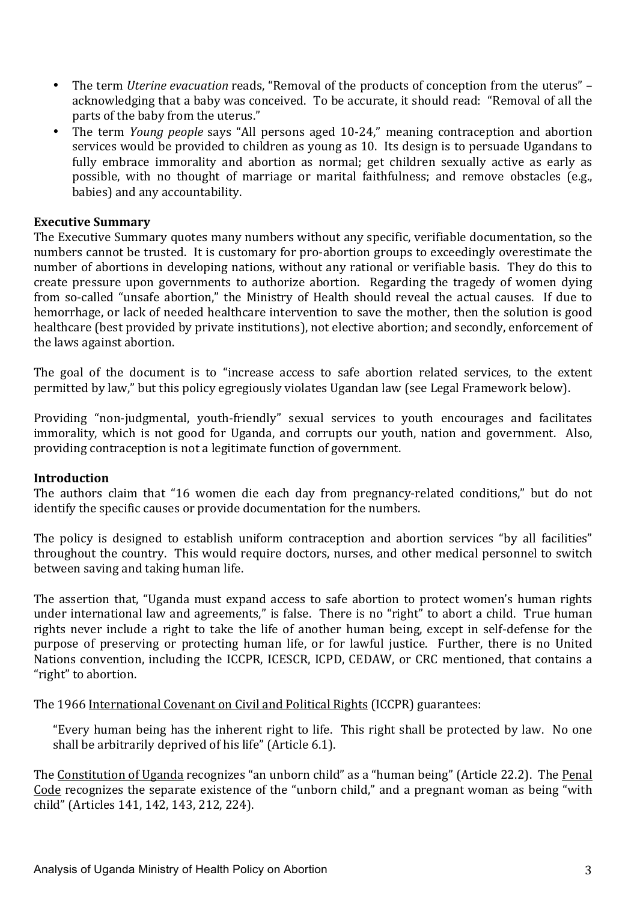- The term *Uterine evacuation* reads, "Removal of the products of conception from the uterus" – acknowledging that a baby was conceived. To be accurate, it should read: "Removal of all the parts of the baby from the uterus."
- The term *Young people* says "All persons aged 10-24," meaning contraception and abortion services would be provided to children as young as 10. Its design is to persuade Ugandans to fully embrace immorality and abortion as normal; get children sexually active as early as possible, with no thought of marriage or marital faithfulness; and remove obstacles (e.g., babies) and any accountability.

**Executive Summary**

The Executive Summary quotes many numbers without any specific, verifiable documentation, so the numbers cannot be trusted. It is customary for pro-abortion groups to exceedingly overestimate the number of abortions in developing nations, without any rational or verifiable basis. They do this to create pressure upon governments to authorize abortion. Regarding the tragedy of women dying from so-called "unsafe abortion," the Ministry of Health should reveal the actual causes. If due to hemorrhage, or lack of needed healthcare intervention to save the mother, then the solution is good healthcare (best provided by private institutions), not elective abortion; and secondly, enforcement of the laws against abortion.

The goal of the document is to "increase access to safe abortion related services, to the extent permitted by law," but this policy egregiously violates Ugandan law (see Legal Framework below).

Providing "non-judgmental, youth-friendly" sexual services to youth encourages and facilitates immorality, which is not good for Uganda, and corrupts our youth, nation and government. Also, providing contraception is not a legitimate function of government.

**Introduction**

The authors claim that "16 women die each day from pregnancy-related conditions," but do not identify the specific causes or provide documentation for the numbers.

The policy is designed to establish uniform contraception and abortion services "by all facilities" throughout the country. This would require doctors, nurses, and other medical personnel to switch between saving and taking human life.

The assertion that, "Uganda must expand access to safe abortion to protect women's human rights under international law and agreements," is false. There is no "right" to abort a child. True human rights never include a right to take the life of another human being, except in self-defense for the purpose of preserving or protecting human life, or for lawful justice. Further, there is no United Nations convention, including the ICCPR, ICESCR, ICPD, CEDAW, or CRC mentioned, that contains a "right" to abortion.

The 1966 International Covenant on Civil and Political Rights (ICCPR) guarantees:

> "Every human being has the inherent right to life. This right shall be protected by law. No one shall be arbitrarily deprived of his life" (Article 6.1).

The Constitution of Uganda recognizes "an unborn child" as a "human being" (Article 22.2). The Penal Code recognizes the separate existence of the "unborn child," and a pregnant woman as being "with child" (Articles 141, 142, 143, 212, 224).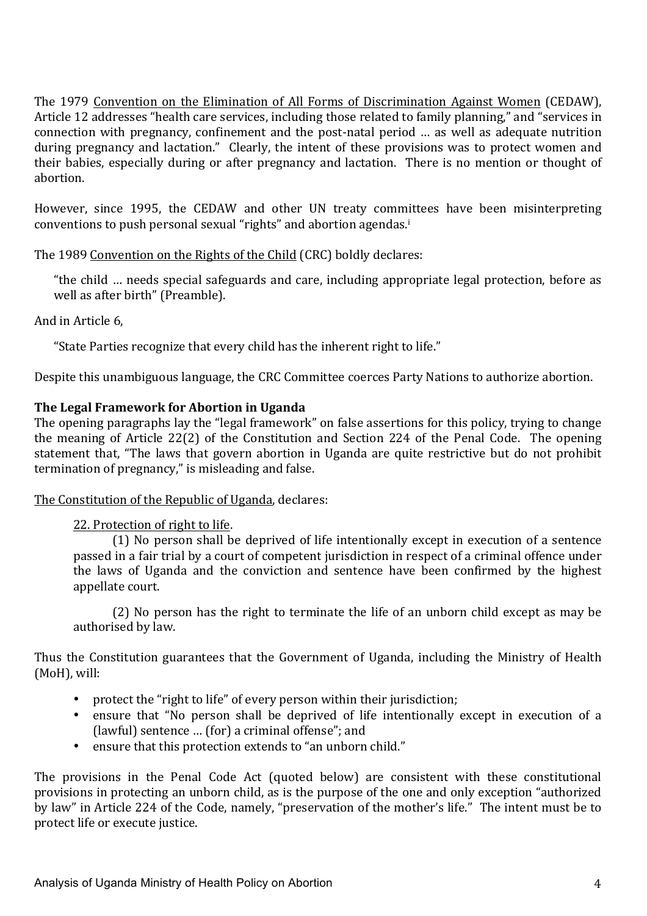The 1979 Convention on the Elimination of All Forms of Discrimination Against Women (CEDAW), Article 12 addresses "health care services, including those related to family planning," and "services in connection with pregnancy, confinement and the post-natal period … as well as adequate nutrition during pregnancy and lactation." Clearly, the intent of these provisions was to protect women and their babies, especially during or after pregnancy and lactation. There is no mention or thought of abortion.

However, since 1995, the CEDAW and other UN treaty committees have been misinterpreting conventions to push personal sexual "rights" and abortion agendas.[i]

The 1989 Convention on the Rights of the Child (CRC) boldly declares:

> "the child … needs special safeguards and care, including appropriate legal protection, before as well as after birth" (Preamble).

And in Article 6,

> "State Parties recognize that every child has the inherent right to life."

Despite this unambiguous language, the CRC Committee coerces Party Nations to authorize abortion.

**The Legal Framework for Abortion in Uganda**

The opening paragraphs lay the "legal framework" on false assertions for this policy, trying to change the meaning of Article 22(2) of the Constitution and Section 224 of the Penal Code. The opening statement that, "The laws that govern abortion in Uganda are quite restrictive but do not prohibit termination of pregnancy," is misleading and false.

The Constitution of the Republic of Uganda, declares:

> 22. Protection of right to life.
>
> (1) No person shall be deprived of life intentionally except in execution of a sentence passed in a fair trial by a court of competent jurisdiction in respect of a criminal offence under the laws of Uganda and the conviction and sentence have been confirmed by the highest appellate court.
>
> (2) No person has the right to terminate the life of an unborn child except as may be authorised by law.

Thus the Constitution guarantees that the Government of Uganda, including the Ministry of Health (MoH), will:

- protect the "right to life" of every person within their jurisdiction;
- ensure that "No person shall be deprived of life intentionally except in execution of a (lawful) sentence … (for) a criminal offense"; and
- ensure that this protection extends to "an unborn child."

The provisions in the Penal Code Act (quoted below) are consistent with these constitutional provisions in protecting an unborn child, as is the purpose of the one and only exception "authorized by law" in Article 224 of the Code, namely, "preservation of the mother's life." The intent must be to protect life or execute justice.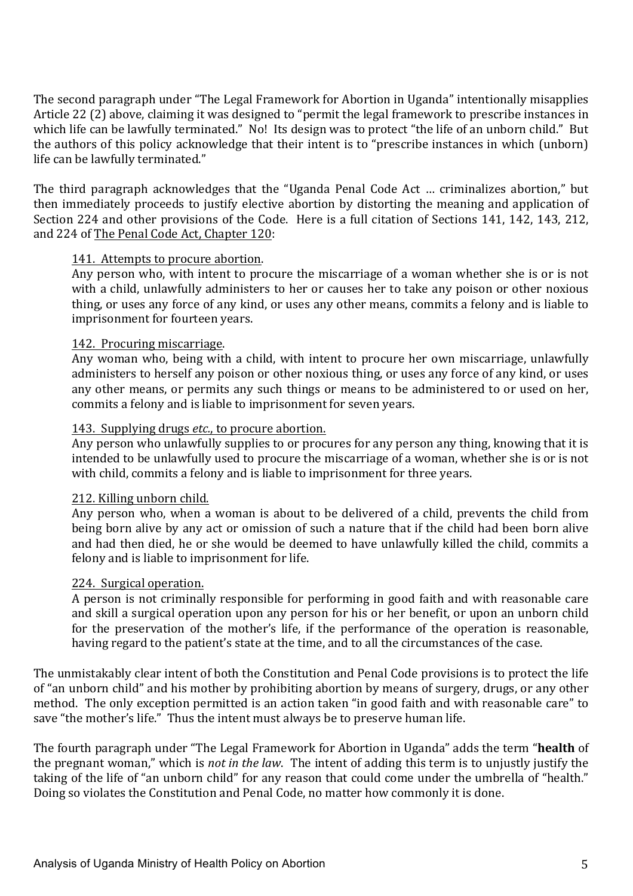The second paragraph under "The Legal Framework for Abortion in Uganda" intentionally misapplies Article 22 (2) above, claiming it was designed to "permit the legal framework to prescribe instances in which life can be lawfully terminated." No! Its design was to protect "the life of an unborn child." But the authors of this policy acknowledge that their intent is to "prescribe instances in which (unborn) life can be lawfully terminated."

The third paragraph acknowledges that the "Uganda Penal Code Act … criminalizes abortion," but then immediately proceeds to justify elective abortion by distorting the meaning and application of Section 224 and other provisions of the Code. Here is a full citation of Sections 141, 142, 143, 212, and 224 of <u>The Penal Code Act, Chapter 120</u>:

> <u>141. Attempts to procure abortion</u>.
> Any person who, with intent to procure the miscarriage of a woman whether she is or is not with a child, unlawfully administers to her or causes her to take any poison or other noxious thing, or uses any force of any kind, or uses any other means, commits a felony and is liable to imprisonment for fourteen years.
>
> <u>142. Procuring miscarriage</u>.
> Any woman who, being with a child, with intent to procure her own miscarriage, unlawfully administers to herself any poison or other noxious thing, or uses any force of any kind, or uses any other means, or permits any such things or means to be administered to or used on her, commits a felony and is liable to imprisonment for seven years.
>
> <u>143. Supplying drugs *etc*., to procure abortion.</u>
> Any person who unlawfully supplies to or procures for any person any thing, knowing that it is intended to be unlawfully used to procure the miscarriage of a woman, whether she is or is not with child, commits a felony and is liable to imprisonment for three years.
>
> <u>212. Killing unborn child.</u>
> Any person who, when a woman is about to be delivered of a child, prevents the child from being born alive by any act or omission of such a nature that if the child had been born alive and had then died, he or she would be deemed to have unlawfully killed the child, commits a felony and is liable to imprisonment for life.
>
> <u>224. Surgical operation.</u>
> A person is not criminally responsible for performing in good faith and with reasonable care and skill a surgical operation upon any person for his or her benefit, or upon an unborn child for the preservation of the mother's life, if the performance of the operation is reasonable, having regard to the patient's state at the time, and to all the circumstances of the case.

The unmistakably clear intent of both the Constitution and Penal Code provisions is to protect the life of "an unborn child" and his mother by prohibiting abortion by means of surgery, drugs, or any other method. The only exception permitted is an action taken "in good faith and with reasonable care" to save "the mother's life." Thus the intent must always be to preserve human life.

The fourth paragraph under "The Legal Framework for Abortion in Uganda" adds the term "**health** of the pregnant woman," which is *not in the law*. The intent of adding this term is to unjustly justify the taking of the life of "an unborn child" for any reason that could come under the umbrella of "health." Doing so violates the Constitution and Penal Code, no matter how commonly it is done.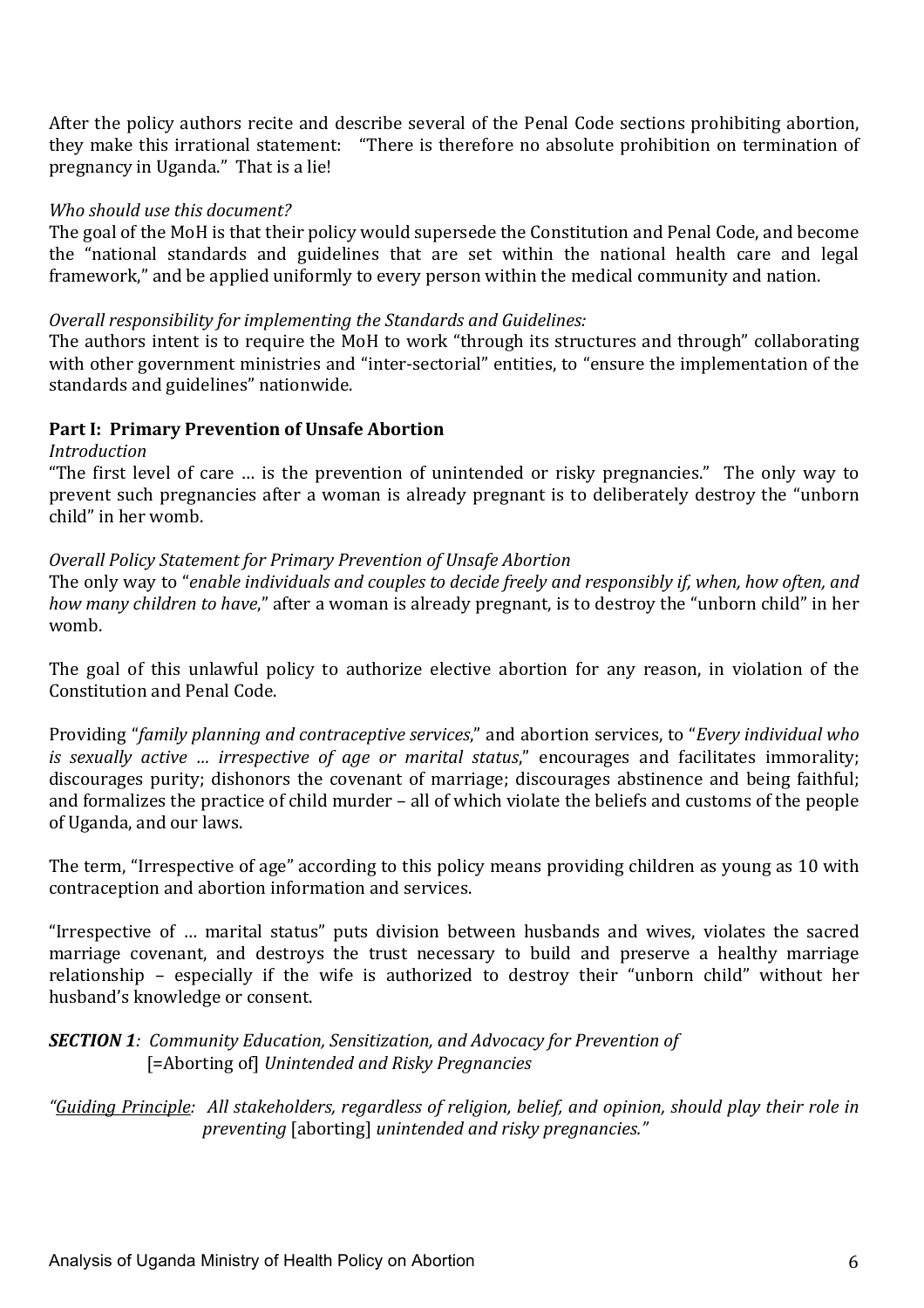After the policy authors recite and describe several of the Penal Code sections prohibiting abortion, they make this irrational statement: "There is therefore no absolute prohibition on termination of pregnancy in Uganda." That is a lie!

*Who should use this document?*

The goal of the MoH is that their policy would supersede the Constitution and Penal Code, and become the "national standards and guidelines that are set within the national health care and legal framework," and be applied uniformly to every person within the medical community and nation.

*Overall responsibility for implementing the Standards and Guidelines:*

The authors intent is to require the MoH to work "through its structures and through" collaborating with other government ministries and "inter-sectorial" entities, to "ensure the implementation of the standards and guidelines" nationwide.

**Part I: Primary Prevention of Unsafe Abortion**

*Introduction*

"The first level of care … is the prevention of unintended or risky pregnancies." The only way to prevent such pregnancies after a woman is already pregnant is to deliberately destroy the "unborn child" in her womb.

*Overall Policy Statement for Primary Prevention of Unsafe Abortion*

The only way to "*enable individuals and couples to decide freely and responsibly if, when, how often, and how many children to have*," after a woman is already pregnant, is to destroy the "unborn child" in her womb.

The goal of this unlawful policy to authorize elective abortion for any reason, in violation of the Constitution and Penal Code.

Providing "*family planning and contraceptive services*," and abortion services, to "*Every individual who is sexually active … irrespective of age or marital status*," encourages and facilitates immorality; discourages purity; dishonors the covenant of marriage; discourages abstinence and being faithful; and formalizes the practice of child murder – all of which violate the beliefs and customs of the people of Uganda, and our laws.

The term, "Irrespective of age" according to this policy means providing children as young as 10 with contraception and abortion information and services.

"Irrespective of … marital status" puts division between husbands and wives, violates the sacred marriage covenant, and destroys the trust necessary to build and preserve a healthy marriage relationship – especially if the wife is authorized to destroy their "unborn child" without her husband's knowledge or consent.

***SECTION 1****: Community Education, Sensitization, and Advocacy for Prevention of* [=Aborting of] *Unintended and Risky Pregnancies*

*"<u>Guiding Principle</u>: All stakeholders, regardless of religion, belief, and opinion, should play their role in preventing* [aborting] *unintended and risky pregnancies."*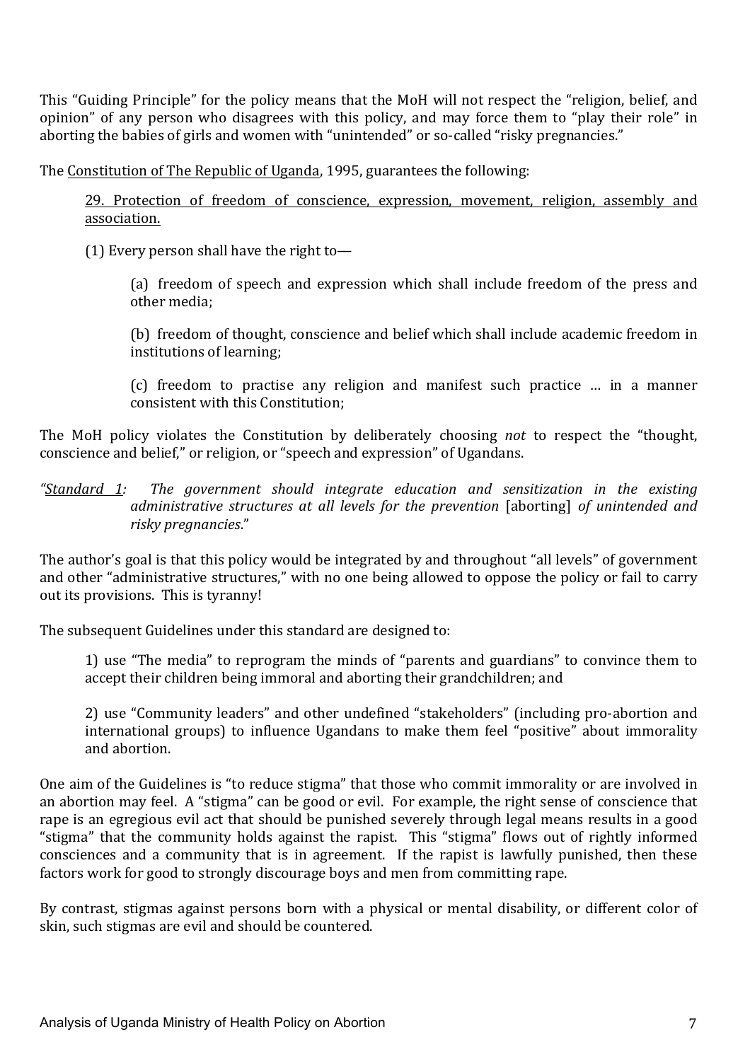This "Guiding Principle" for the policy means that the MoH will not respect the "religion, belief, and opinion" of any person who disagrees with this policy, and may force them to "play their role" in aborting the babies of girls and women with "unintended" or so-called "risky pregnancies."

The Constitution of The Republic of Uganda, 1995, guarantees the following:

> 29. Protection of freedom of conscience, expression, movement, religion, assembly and association.
>
> (1) Every person shall have the right to—
>
> > (a) freedom of speech and expression which shall include freedom of the press and other media;
> >
> > (b) freedom of thought, conscience and belief which shall include academic freedom in institutions of learning;
> >
> > (c) freedom to practise any religion and manifest such practice … in a manner consistent with this Constitution;

The MoH policy violates the Constitution by deliberately choosing *not* to respect the "thought, conscience and belief," or religion, or "speech and expression" of Ugandans.

*"Standard 1: The government should integrate education and sensitization in the existing administrative structures at all levels for the prevention* [aborting] *of unintended and risky pregnancies*."

The author's goal is that this policy would be integrated by and throughout "all levels" of government and other "administrative structures," with no one being allowed to oppose the policy or fail to carry out its provisions. This is tyranny!

The subsequent Guidelines under this standard are designed to:

> 1) use "The media" to reprogram the minds of "parents and guardians" to convince them to accept their children being immoral and aborting their grandchildren; and
>
> 2) use "Community leaders" and other undefined "stakeholders" (including pro-abortion and international groups) to influence Ugandans to make them feel "positive" about immorality and abortion.

One aim of the Guidelines is "to reduce stigma" that those who commit immorality or are involved in an abortion may feel. A "stigma" can be good or evil. For example, the right sense of conscience that rape is an egregious evil act that should be punished severely through legal means results in a good "stigma" that the community holds against the rapist. This "stigma" flows out of rightly informed consciences and a community that is in agreement. If the rapist is lawfully punished, then these factors work for good to strongly discourage boys and men from committing rape.

By contrast, stigmas against persons born with a physical or mental disability, or different color of skin, such stigmas are evil and should be countered.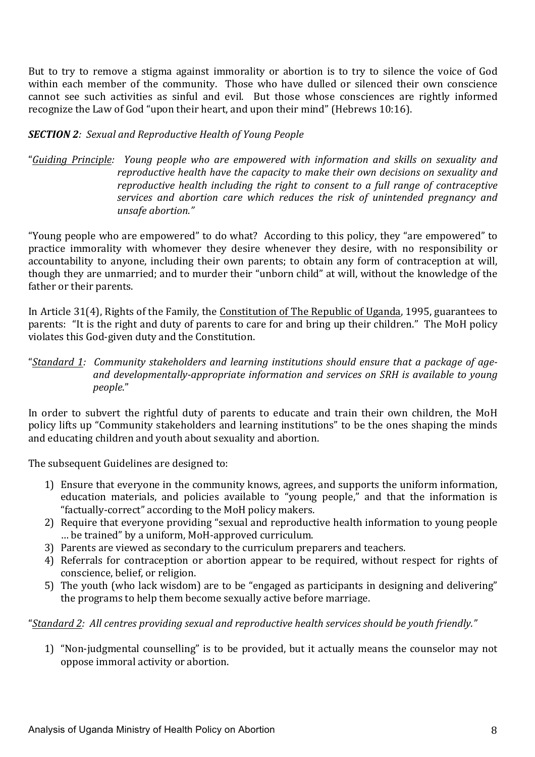But to try to remove a stigma against immorality or abortion is to try to silence the voice of God within each member of the community. Those who have dulled or silenced their own conscience cannot see such activities as sinful and evil. But those whose consciences are rightly informed recognize the Law of God "upon their heart, and upon their mind" (Hebrews 10:16).

***SECTION 2**: Sexual and Reproductive Health of Young People*

"<u>*Guiding Principle*</u>*: Young people who are empowered with information and skills on sexuality and reproductive health have the capacity to make their own decisions on sexuality and reproductive health including the right to consent to a full range of contraceptive services and abortion care which reduces the risk of unintended pregnancy and unsafe abortion."*

"Young people who are empowered" to do what? According to this policy, they "are empowered" to practice immorality with whomever they desire whenever they desire, with no responsibility or accountability to anyone, including their own parents; to obtain any form of contraception at will, though they are unmarried; and to murder their "unborn child" at will, without the knowledge of the father or their parents.

In Article 31(4), Rights of the Family, the <u>Constitution of The Republic of Uganda</u>, 1995, guarantees to parents: "It is the right and duty of parents to care for and bring up their children." The MoH policy violates this God-given duty and the Constitution.

"<u>*Standard 1*</u>*: Community stakeholders and learning institutions should ensure that a package of age- and developmentally-appropriate information and services on SRH is available to young people.*"

In order to subvert the rightful duty of parents to educate and train their own children, the MoH policy lifts up "Community stakeholders and learning institutions" to be the ones shaping the minds and educating children and youth about sexuality and abortion.

The subsequent Guidelines are designed to:

1) Ensure that everyone in the community knows, agrees, and supports the uniform information, education materials, and policies available to "young people," and that the information is "factually-correct" according to the MoH policy makers.
2) Require that everyone providing "sexual and reproductive health information to young people … be trained" by a uniform, MoH-approved curriculum.
3) Parents are viewed as secondary to the curriculum preparers and teachers.
4) Referrals for contraception or abortion appear to be required, without respect for rights of conscience, belief, or religion.
5) The youth (who lack wisdom) are to be "engaged as participants in designing and delivering" the programs to help them become sexually active before marriage.

"<u>*Standard 2*</u>*: All centres providing sexual and reproductive health services should be youth friendly."*

1) "Non-judgmental counselling" is to be provided, but it actually means the counselor may not oppose immoral activity or abortion.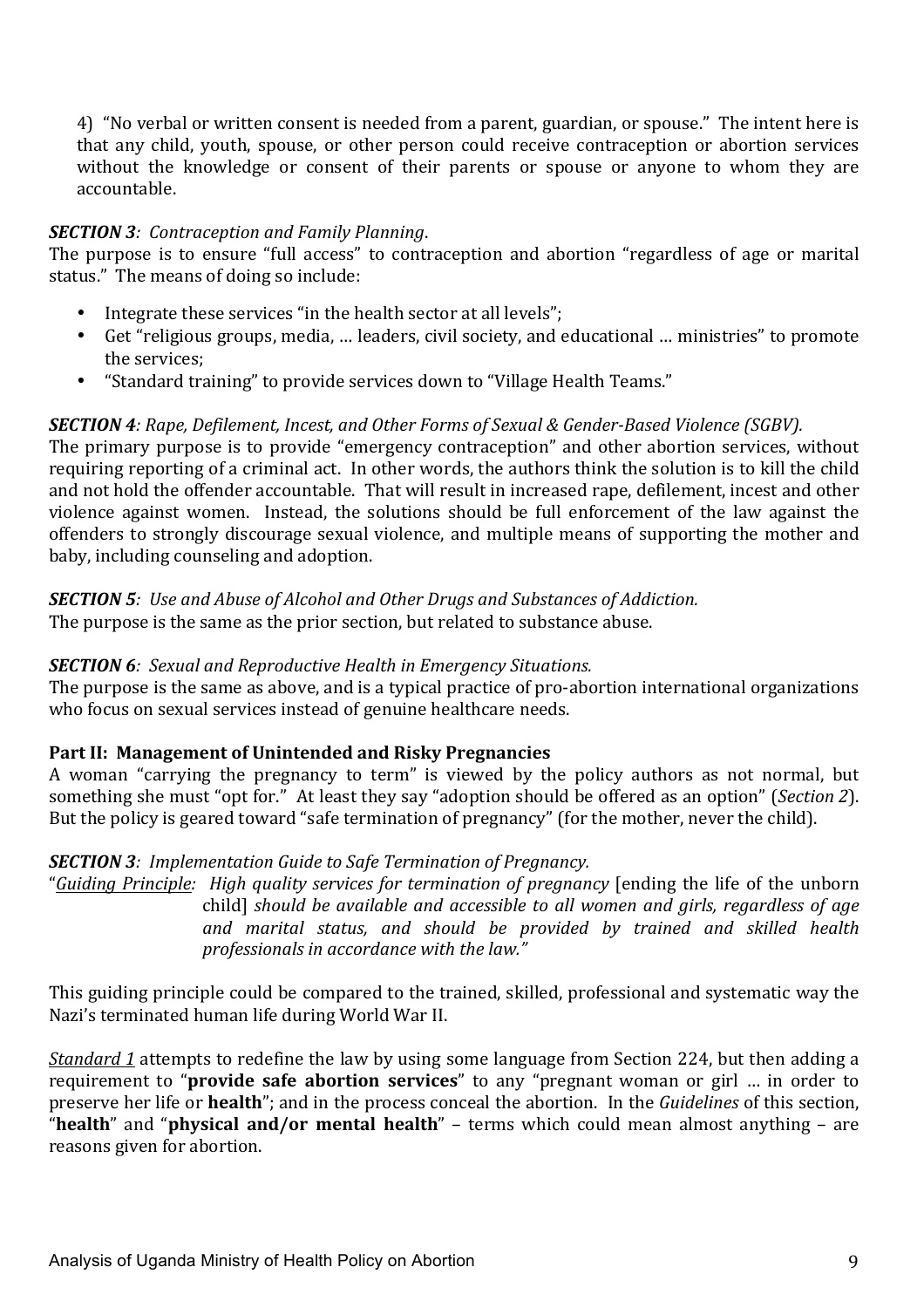4) "No verbal or written consent is needed from a parent, guardian, or spouse." The intent here is that any child, youth, spouse, or other person could receive contraception or abortion services without the knowledge or consent of their parents or spouse or anyone to whom they are accountable.

***SECTION 3****: Contraception and Family Planning.*
The purpose is to ensure "full access" to contraception and abortion "regardless of age or marital status." The means of doing so include:

- Integrate these services "in the health sector at all levels";
- Get "religious groups, media, … leaders, civil society, and educational … ministries" to promote the services;
- "Standard training" to provide services down to "Village Health Teams."

***SECTION 4****: Rape, Defilement, Incest, and Other Forms of Sexual & Gender-Based Violence (SGBV).*
The primary purpose is to provide "emergency contraception" and other abortion services, without requiring reporting of a criminal act. In other words, the authors think the solution is to kill the child and not hold the offender accountable. That will result in increased rape, defilement, incest and other violence against women. Instead, the solutions should be full enforcement of the law against the offenders to strongly discourage sexual violence, and multiple means of supporting the mother and baby, including counseling and adoption.

***SECTION 5****: Use and Abuse of Alcohol and Other Drugs and Substances of Addiction.*
The purpose is the same as the prior section, but related to substance abuse.

***SECTION 6****: Sexual and Reproductive Health in Emergency Situations.*
The purpose is the same as above, and is a typical practice of pro-abortion international organizations who focus on sexual services instead of genuine healthcare needs.

**Part II: Management of Unintended and Risky Pregnancies**
A woman "carrying the pregnancy to term" is viewed by the policy authors as not normal, but something she must "opt for." At least they say "adoption should be offered as an option" (*Section 2*). But the policy is geared toward "safe termination of pregnancy" (for the mother, never the child).

***SECTION 3****: Implementation Guide to Safe Termination of Pregnancy.*
"*Guiding Principle: High quality services for termination of pregnancy* [ending the life of the unborn child] *should be available and accessible to all women and girls, regardless of age and marital status, and should be provided by trained and skilled health professionals in accordance with the law."*

This guiding principle could be compared to the trained, skilled, professional and systematic way the Nazi's terminated human life during World War II.

*Standard 1* attempts to redefine the law by using some language from Section 224, but then adding a requirement to "**provide safe abortion services**" to any "pregnant woman or girl … in order to preserve her life or **health**"; and in the process conceal the abortion. In the *Guidelines* of this section, "**health**" and "**physical and/or mental health**" – terms which could mean almost anything – are reasons given for abortion.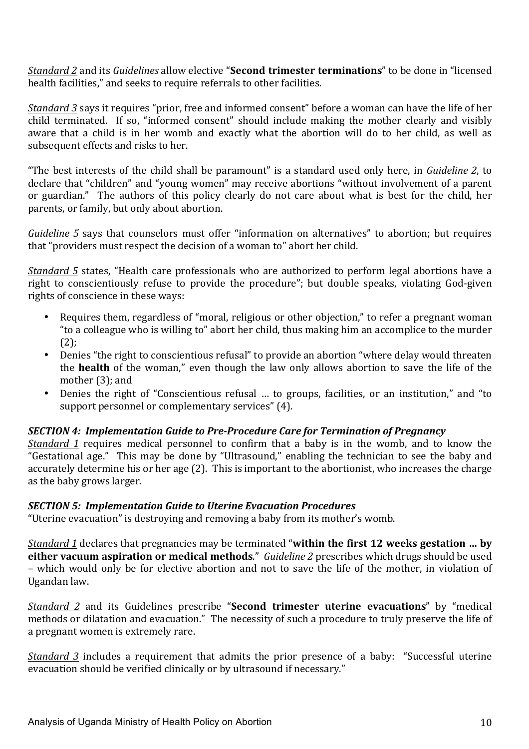*Standard 2* and its *Guidelines* allow elective "**Second trimester terminations**" to be done in "licensed health facilities," and seeks to require referrals to other facilities.

*Standard 3* says it requires "prior, free and informed consent" before a woman can have the life of her child terminated. If so, "informed consent" should include making the mother clearly and visibly aware that a child is in her womb and exactly what the abortion will do to her child, as well as subsequent effects and risks to her.

"The best interests of the child shall be paramount" is a standard used only here, in *Guideline 2*, to declare that "children" and "young women" may receive abortions "without involvement of a parent or guardian." The authors of this policy clearly do not care about what is best for the child, her parents, or family, but only about abortion.

*Guideline 5* says that counselors must offer "information on alternatives" to abortion; but requires that "providers must respect the decision of a woman to" abort her child.

*Standard 5* states, "Health care professionals who are authorized to perform legal abortions have a right to conscientiously refuse to provide the procedure"; but double speaks, violating God-given rights of conscience in these ways:

- Requires them, regardless of "moral, religious or other objection," to refer a pregnant woman "to a colleague who is willing to" abort her child, thus making him an accomplice to the murder (2);
- Denies "the right to conscientious refusal" to provide an abortion "where delay would threaten the **health** of the woman," even though the law only allows abortion to save the life of the mother (3); and
- Denies the right of "Conscientious refusal … to groups, facilities, or an institution," and "to support personnel or complementary services" (4).

### *SECTION 4: Implementation Guide to Pre-Procedure Care for Termination of Pregnancy*

*Standard 1* requires medical personnel to confirm that a baby is in the womb, and to know the "Gestational age." This may be done by "Ultrasound," enabling the technician to see the baby and accurately determine his or her age (2). This is important to the abortionist, who increases the charge as the baby grows larger.

### *SECTION 5: Implementation Guide to Uterine Evacuation Procedures*

"Uterine evacuation" is destroying and removing a baby from its mother's womb.

*Standard 1* declares that pregnancies may be terminated "**within the first 12 weeks gestation … by either vacuum aspiration or medical methods**." *Guideline 2* prescribes which drugs should be used – which would only be for elective abortion and not to save the life of the mother, in violation of Ugandan law.

*Standard 2* and its Guidelines prescribe "**Second trimester uterine evacuations**" by "medical methods or dilatation and evacuation." The necessity of such a procedure to truly preserve the life of a pregnant women is extremely rare.

*Standard 3* includes a requirement that admits the prior presence of a baby: "Successful uterine evacuation should be verified clinically or by ultrasound if necessary."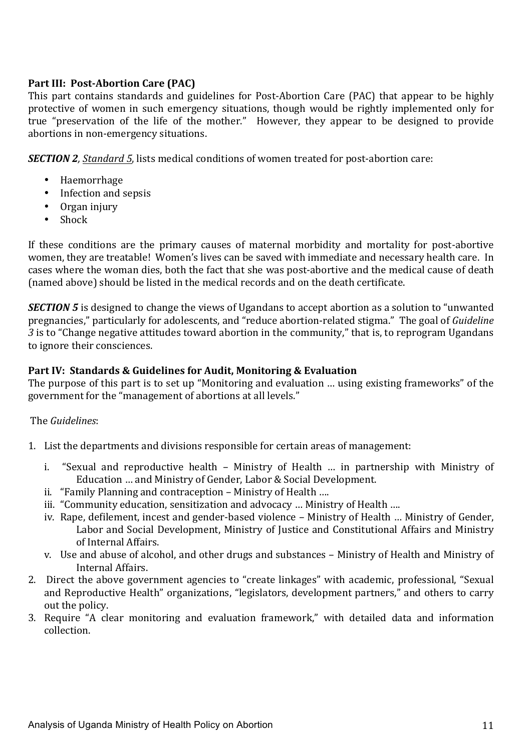**Part III: Post-Abortion Care (PAC)**

This part contains standards and guidelines for Post-Abortion Care (PAC) that appear to be highly protective of women in such emergency situations, though would be rightly implemented only for true "preservation of the life of the mother." However, they appear to be designed to provide abortions in non-emergency situations.

***SECTION 2***, *Standard 5*, lists medical conditions of women treated for post-abortion care:

- Haemorrhage
- Infection and sepsis
- Organ injury
- Shock

If these conditions are the primary causes of maternal morbidity and mortality for post-abortive women, they are treatable! Women's lives can be saved with immediate and necessary health care. In cases where the woman dies, both the fact that she was post-abortive and the medical cause of death (named above) should be listed in the medical records and on the death certificate.

***SECTION 5*** is designed to change the views of Ugandans to accept abortion as a solution to "unwanted pregnancies," particularly for adolescents, and "reduce abortion-related stigma." The goal of *Guideline 3* is to "Change negative attitudes toward abortion in the community," that is, to reprogram Ugandans to ignore their consciences.

**Part IV: Standards & Guidelines for Audit, Monitoring & Evaluation**

The purpose of this part is to set up "Monitoring and evaluation … using existing frameworks" of the government for the "management of abortions at all levels."

The *Guidelines*:

1. List the departments and divisions responsible for certain areas of management:
   i. "Sexual and reproductive health – Ministry of Health … in partnership with Ministry of Education … and Ministry of Gender, Labor & Social Development.
   ii. "Family Planning and contraception – Ministry of Health ….
   iii. "Community education, sensitization and advocacy … Ministry of Health ….
   iv. Rape, defilement, incest and gender-based violence – Ministry of Health … Ministry of Gender, Labor and Social Development, Ministry of Justice and Constitutional Affairs and Ministry of Internal Affairs.
   v. Use and abuse of alcohol, and other drugs and substances – Ministry of Health and Ministry of Internal Affairs.
2. Direct the above government agencies to "create linkages" with academic, professional, "Sexual and Reproductive Health" organizations, "legislators, development partners," and others to carry out the policy.
3. Require "A clear monitoring and evaluation framework," with detailed data and information collection.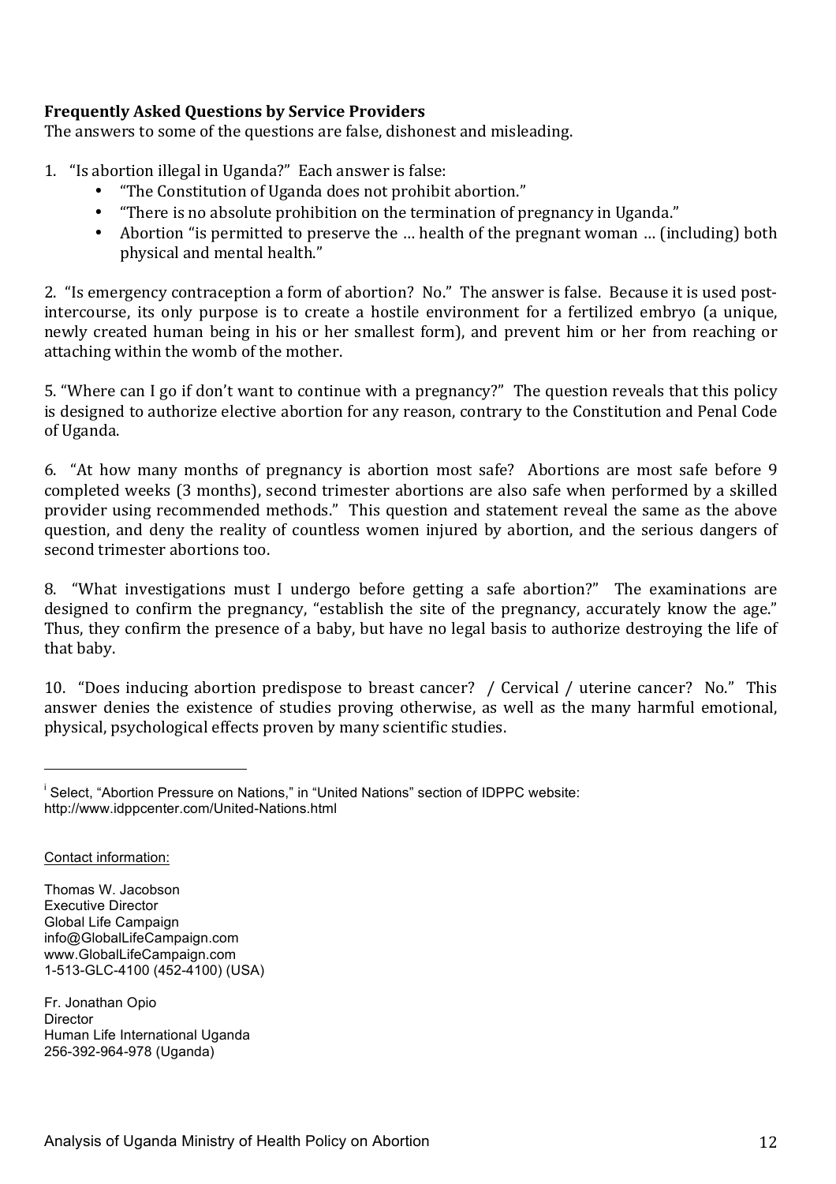**Frequently Asked Questions by Service Providers**
The answers to some of the questions are false, dishonest and misleading.

1. "Is abortion illegal in Uganda?" Each answer is false:
    - "The Constitution of Uganda does not prohibit abortion."
    - "There is no absolute prohibition on the termination of pregnancy in Uganda."
    - Abortion "is permitted to preserve the … health of the pregnant woman … (including) both physical and mental health."

2. "Is emergency contraception a form of abortion? No." The answer is false. Because it is used post-intercourse, its only purpose is to create a hostile environment for a fertilized embryo (a unique, newly created human being in his or her smallest form), and prevent him or her from reaching or attaching within the womb of the mother.

5. "Where can I go if don't want to continue with a pregnancy?" The question reveals that this policy is designed to authorize elective abortion for any reason, contrary to the Constitution and Penal Code of Uganda.

6. "At how many months of pregnancy is abortion most safe? Abortions are most safe before 9 completed weeks (3 months), second trimester abortions are also safe when performed by a skilled provider using recommended methods." This question and statement reveal the same as the above question, and deny the reality of countless women injured by abortion, and the serious dangers of second trimester abortions too.

8. "What investigations must I undergo before getting a safe abortion?" The examinations are designed to confirm the pregnancy, "establish the site of the pregnancy, accurately know the age." Thus, they confirm the presence of a baby, but have no legal basis to authorize destroying the life of that baby.

10. "Does inducing abortion predispose to breast cancer? / Cervical / uterine cancer? No." This answer denies the existence of studies proving otherwise, as well as the many harmful emotional, physical, psychological effects proven by many scientific studies.

---

[i] Select, "Abortion Pressure on Nations," in "United Nations" section of IDPPC website: http://www.idppcenter.com/United-Nations.html

Contact information:

Thomas W. Jacobson
Executive Director
Global Life Campaign
info@GlobalLifeCampaign.com
www.GlobalLifeCampaign.com
1-513-GLC-4100 (452-4100) (USA)

Fr. Jonathan Opio
Director
Human Life International Uganda
256-392-964-978 (Uganda)